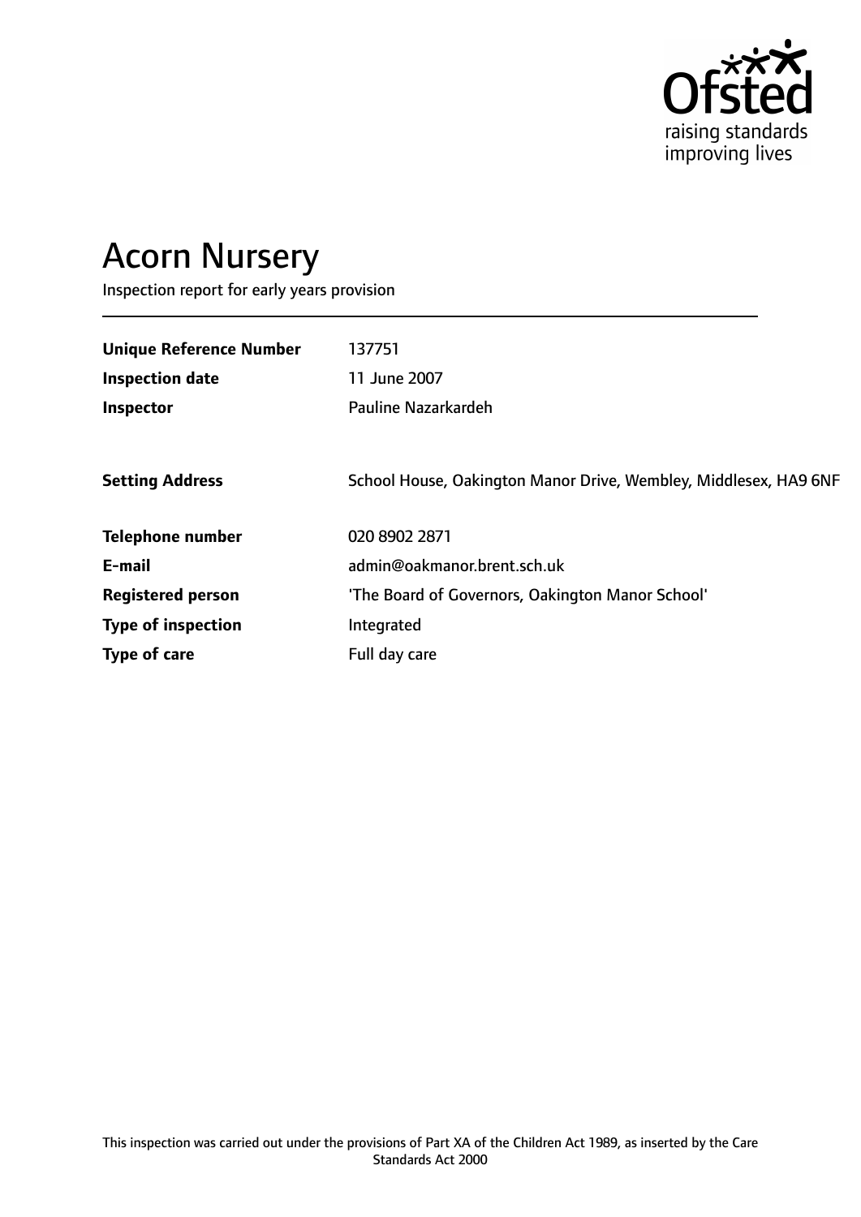Ofsted
raising standards
improving lives

# Acorn Nursery

Inspection report for early years provision

| | |
|---|---|
| **Unique Reference Number** | 137751 |
| **Inspection date** | 11 June 2007 |
| **Inspector** | Pauline Nazarkardeh |
| | |
| **Setting Address** | School House, Oakington Manor Drive, Wembley, Middlesex, HA9 6NF |
| | |
| **Telephone number** | 020 8902 2871 |
| **E-mail** | admin@oakmanor.brent.sch.uk |
| **Registered person** | 'The Board of Governors, Oakington Manor School' |
| **Type of inspection** | Integrated |
| **Type of care** | Full day care |

This inspection was carried out under the provisions of Part XA of the Children Act 1989, as inserted by the Care Standards Act 2000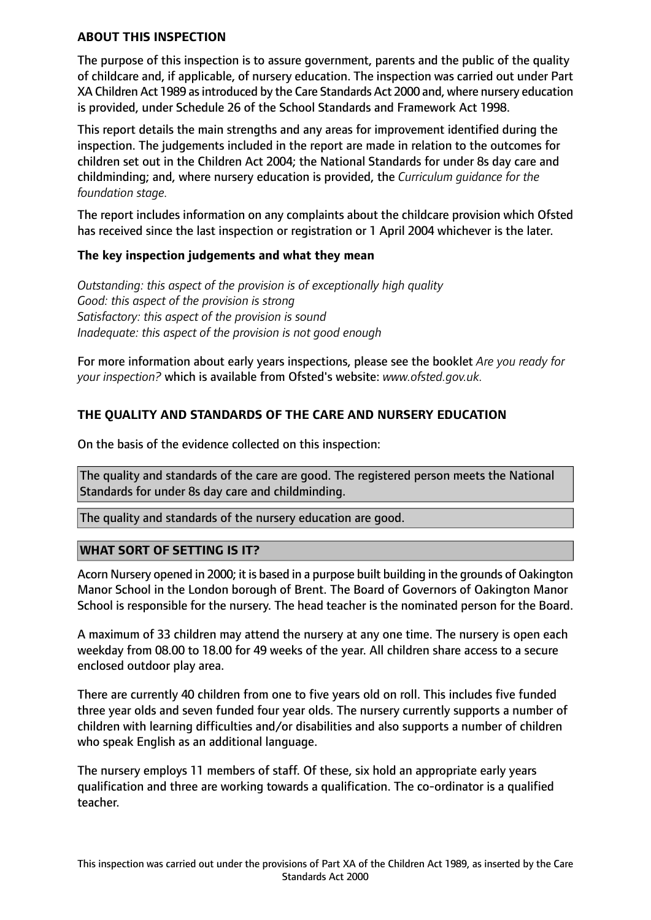## ABOUT THIS INSPECTION

The purpose of this inspection is to assure government, parents and the public of the quality of childcare and, if applicable, of nursery education. The inspection was carried out under Part XA Children Act 1989 as introduced by the Care Standards Act 2000 and, where nursery education is provided, under Schedule 26 of the School Standards and Framework Act 1998.

This report details the main strengths and any areas for improvement identified during the inspection. The judgements included in the report are made in relation to the outcomes for children set out in the Children Act 2004; the National Standards for under 8s day care and childminding; and, where nursery education is provided, the *Curriculum guidance for the foundation stage.*

The report includes information on any complaints about the childcare provision which Ofsted has received since the last inspection or registration or 1 April 2004 whichever is the later.

### The key inspection judgements and what they mean

*Outstanding: this aspect of the provision is of exceptionally high quality*
*Good: this aspect of the provision is strong*
*Satisfactory: this aspect of the provision is sound*
*Inadequate: this aspect of the provision is not good enough*

For more information about early years inspections, please see the booklet *Are you ready for your inspection?* which is available from Ofsted's website: *www.ofsted.gov.uk.*

## THE QUALITY AND STANDARDS OF THE CARE AND NURSERY EDUCATION

On the basis of the evidence collected on this inspection:

The quality and standards of the care are good. The registered person meets the National Standards for under 8s day care and childminding.

The quality and standards of the nursery education are good.

## WHAT SORT OF SETTING IS IT?

Acorn Nursery opened in 2000; it is based in a purpose built building in the grounds of Oakington Manor School in the London borough of Brent. The Board of Governors of Oakington Manor School is responsible for the nursery. The head teacher is the nominated person for the Board.

A maximum of 33 children may attend the nursery at any one time. The nursery is open each weekday from 08.00 to 18.00 for 49 weeks of the year. All children share access to a secure enclosed outdoor play area.

There are currently 40 children from one to five years old on roll. This includes five funded three year olds and seven funded four year olds. The nursery currently supports a number of children with learning difficulties and/or disabilities and also supports a number of children who speak English as an additional language.

The nursery employs 11 members of staff. Of these, six hold an appropriate early years qualification and three are working towards a qualification. The co-ordinator is a qualified teacher.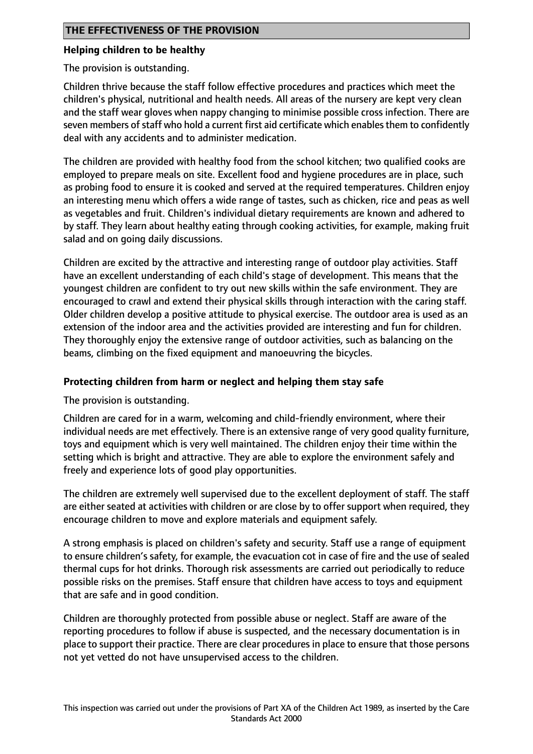## THE EFFECTIVENESS OF THE PROVISION

### Helping children to be healthy

The provision is outstanding.

Children thrive because the staff follow effective procedures and practices which meet the children's physical, nutritional and health needs. All areas of the nursery are kept very clean and the staff wear gloves when nappy changing to minimise possible cross infection. There are seven members of staff who hold a current first aid certificate which enables them to confidently deal with any accidents and to administer medication.

The children are provided with healthy food from the school kitchen; two qualified cooks are employed to prepare meals on site. Excellent food and hygiene procedures are in place, such as probing food to ensure it is cooked and served at the required temperatures. Children enjoy an interesting menu which offers a wide range of tastes, such as chicken, rice and peas as well as vegetables and fruit. Children's individual dietary requirements are known and adhered to by staff. They learn about healthy eating through cooking activities, for example, making fruit salad and on going daily discussions.

Children are excited by the attractive and interesting range of outdoor play activities. Staff have an excellent understanding of each child's stage of development. This means that the youngest children are confident to try out new skills within the safe environment. They are encouraged to crawl and extend their physical skills through interaction with the caring staff. Older children develop a positive attitude to physical exercise. The outdoor area is used as an extension of the indoor area and the activities provided are interesting and fun for children. They thoroughly enjoy the extensive range of outdoor activities, such as balancing on the beams, climbing on the fixed equipment and manoeuvring the bicycles.

### Protecting children from harm or neglect and helping them stay safe

The provision is outstanding.

Children are cared for in a warm, welcoming and child-friendly environment, where their individual needs are met effectively. There is an extensive range of very good quality furniture, toys and equipment which is very well maintained. The children enjoy their time within the setting which is bright and attractive. They are able to explore the environment safely and freely and experience lots of good play opportunities.

The children are extremely well supervised due to the excellent deployment of staff. The staff are either seated at activities with children or are close by to offer support when required, they encourage children to move and explore materials and equipment safely.

A strong emphasis is placed on children's safety and security. Staff use a range of equipment to ensure children's safety, for example, the evacuation cot in case of fire and the use of sealed thermal cups for hot drinks. Thorough risk assessments are carried out periodically to reduce possible risks on the premises. Staff ensure that children have access to toys and equipment that are safe and in good condition.

Children are thoroughly protected from possible abuse or neglect. Staff are aware of the reporting procedures to follow if abuse is suspected, and the necessary documentation is in place to support their practice. There are clear procedures in place to ensure that those persons not yet vetted do not have unsupervised access to the children.

This inspection was carried out under the provisions of Part XA of the Children Act 1989, as inserted by the Care Standards Act 2000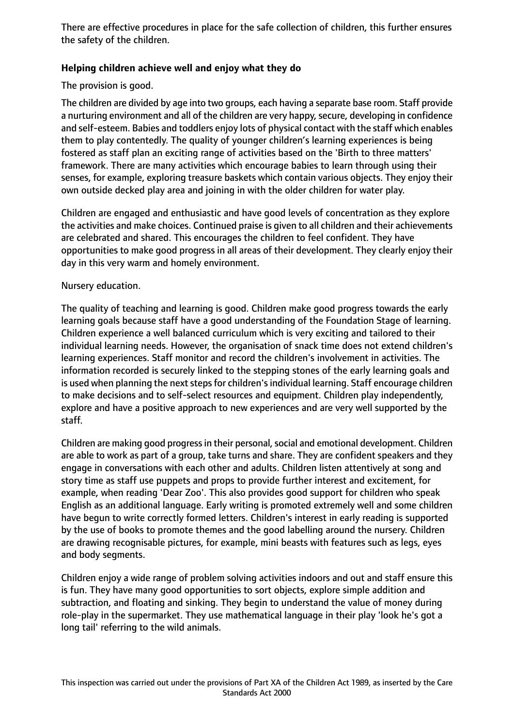There are effective procedures in place for the safe collection of children, this further ensures the safety of the children.

**Helping children achieve well and enjoy what they do**

The provision is good.

The children are divided by age into two groups, each having a separate base room. Staff provide a nurturing environment and all of the children are very happy, secure, developing in confidence and self-esteem. Babies and toddlers enjoy lots of physical contact with the staff which enables them to play contentedly. The quality of younger children's learning experiences is being fostered as staff plan an exciting range of activities based on the 'Birth to three matters' framework. There are many activities which encourage babies to learn through using their senses, for example, exploring treasure baskets which contain various objects. They enjoy their own outside decked play area and joining in with the older children for water play.

Children are engaged and enthusiastic and have good levels of concentration as they explore the activities and make choices. Continued praise is given to all children and their achievements are celebrated and shared. This encourages the children to feel confident. They have opportunities to make good progress in all areas of their development. They clearly enjoy their day in this very warm and homely environment.

Nursery education.

The quality of teaching and learning is good. Children make good progress towards the early learning goals because staff have a good understanding of the Foundation Stage of learning. Children experience a well balanced curriculum which is very exciting and tailored to their individual learning needs. However, the organisation of snack time does not extend children's learning experiences. Staff monitor and record the children's involvement in activities. The information recorded is securely linked to the stepping stones of the early learning goals and is used when planning the next steps for children's individual learning. Staff encourage children to make decisions and to self-select resources and equipment. Children play independently, explore and have a positive approach to new experiences and are very well supported by the staff.

Children are making good progress in their personal, social and emotional development. Children are able to work as part of a group, take turns and share. They are confident speakers and they engage in conversations with each other and adults. Children listen attentively at song and story time as staff use puppets and props to provide further interest and excitement, for example, when reading 'Dear Zoo'. This also provides good support for children who speak English as an additional language. Early writing is promoted extremely well and some children have begun to write correctly formed letters. Children's interest in early reading is supported by the use of books to promote themes and the good labelling around the nursery. Children are drawing recognisable pictures, for example, mini beasts with features such as legs, eyes and body segments.

Children enjoy a wide range of problem solving activities indoors and out and staff ensure this is fun. They have many good opportunities to sort objects, explore simple addition and subtraction, and floating and sinking. They begin to understand the value of money during role-play in the supermarket. They use mathematical language in their play 'look he's got a long tail' referring to the wild animals.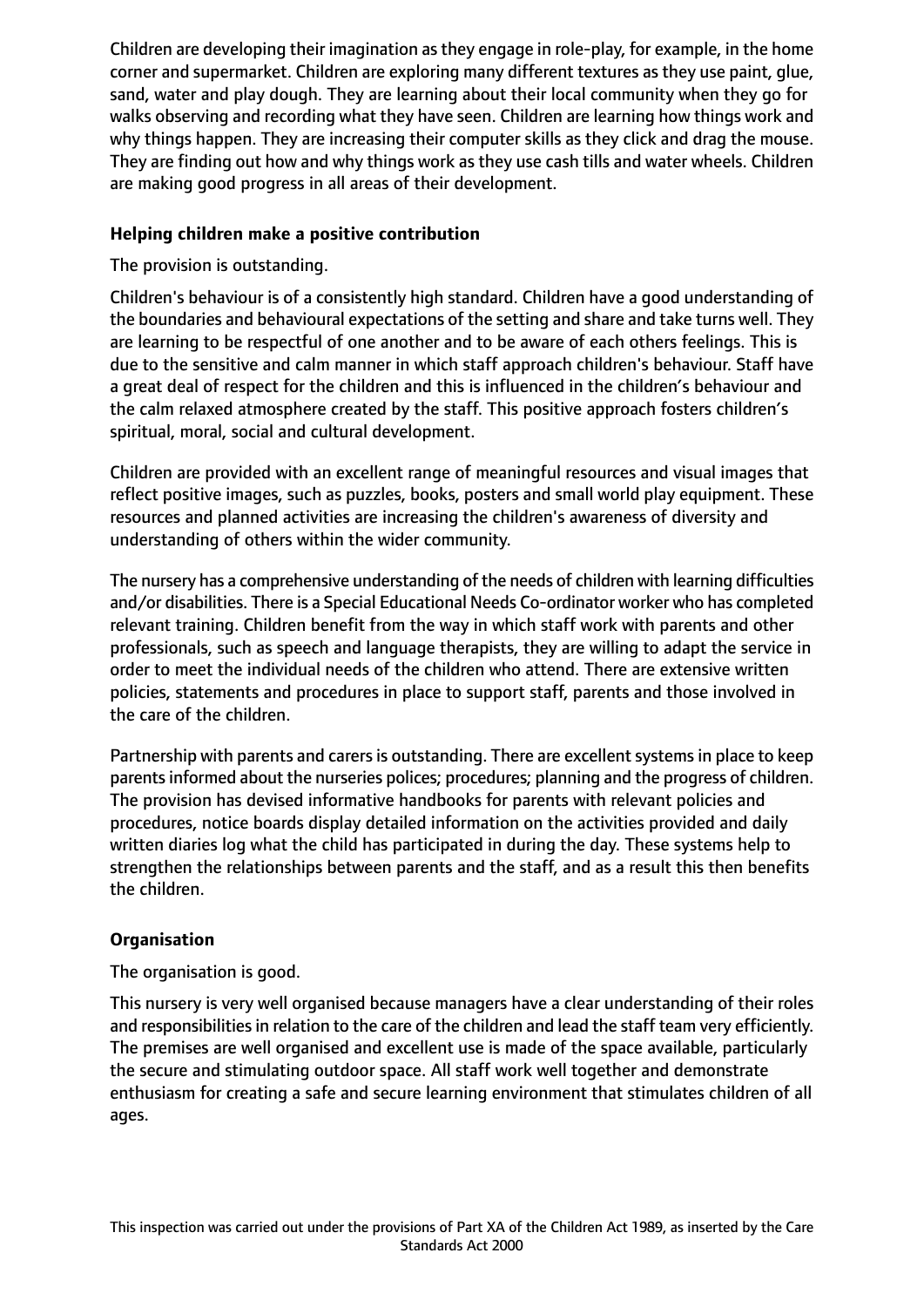Children are developing their imagination as they engage in role-play, for example, in the home corner and supermarket. Children are exploring many different textures as they use paint, glue, sand, water and play dough. They are learning about their local community when they go for walks observing and recording what they have seen. Children are learning how things work and why things happen. They are increasing their computer skills as they click and drag the mouse. They are finding out how and why things work as they use cash tills and water wheels. Children are making good progress in all areas of their development.

**Helping children make a positive contribution**

The provision is outstanding.

Children's behaviour is of a consistently high standard. Children have a good understanding of the boundaries and behavioural expectations of the setting and share and take turns well. They are learning to be respectful of one another and to be aware of each others feelings. This is due to the sensitive and calm manner in which staff approach children's behaviour. Staff have a great deal of respect for the children and this is influenced in the children's behaviour and the calm relaxed atmosphere created by the staff. This positive approach fosters children's spiritual, moral, social and cultural development.

Children are provided with an excellent range of meaningful resources and visual images that reflect positive images, such as puzzles, books, posters and small world play equipment. These resources and planned activities are increasing the children's awareness of diversity and understanding of others within the wider community.

The nursery has a comprehensive understanding of the needs of children with learning difficulties and/or disabilities. There is a Special Educational Needs Co-ordinator worker who has completed relevant training. Children benefit from the way in which staff work with parents and other professionals, such as speech and language therapists, they are willing to adapt the service in order to meet the individual needs of the children who attend. There are extensive written policies, statements and procedures in place to support staff, parents and those involved in the care of the children.

Partnership with parents and carers is outstanding. There are excellent systems in place to keep parents informed about the nurseries polices; procedures; planning and the progress of children. The provision has devised informative handbooks for parents with relevant policies and procedures, notice boards display detailed information on the activities provided and daily written diaries log what the child has participated in during the day. These systems help to strengthen the relationships between parents and the staff, and as a result this then benefits the children.

**Organisation**

The organisation is good.

This nursery is very well organised because managers have a clear understanding of their roles and responsibilities in relation to the care of the children and lead the staff team very efficiently. The premises are well organised and excellent use is made of the space available, particularly the secure and stimulating outdoor space. All staff work well together and demonstrate enthusiasm for creating a safe and secure learning environment that stimulates children of all ages.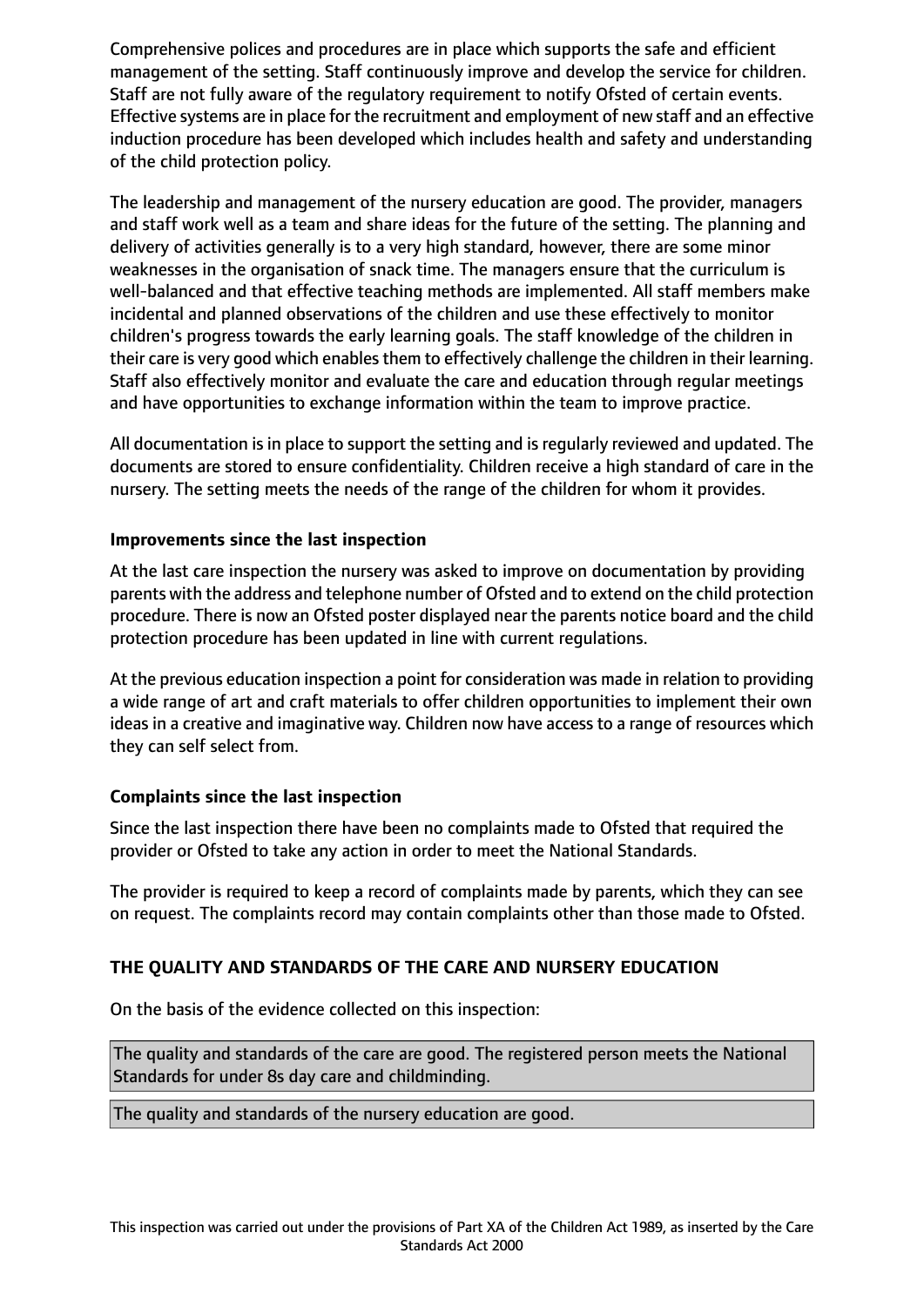Comprehensive polices and procedures are in place which supports the safe and efficient management of the setting. Staff continuously improve and develop the service for children. Staff are not fully aware of the regulatory requirement to notify Ofsted of certain events. Effective systems are in place for the recruitment and employment of new staff and an effective induction procedure has been developed which includes health and safety and understanding of the child protection policy.

The leadership and management of the nursery education are good. The provider, managers and staff work well as a team and share ideas for the future of the setting. The planning and delivery of activities generally is to a very high standard, however, there are some minor weaknesses in the organisation of snack time. The managers ensure that the curriculum is well-balanced and that effective teaching methods are implemented. All staff members make incidental and planned observations of the children and use these effectively to monitor children's progress towards the early learning goals. The staff knowledge of the children in their care is very good which enables them to effectively challenge the children in their learning. Staff also effectively monitor and evaluate the care and education through regular meetings and have opportunities to exchange information within the team to improve practice.

All documentation is in place to support the setting and is regularly reviewed and updated. The documents are stored to ensure confidentiality. Children receive a high standard of care in the nursery. The setting meets the needs of the range of the children for whom it provides.

### Improvements since the last inspection

At the last care inspection the nursery was asked to improve on documentation by providing parents with the address and telephone number of Ofsted and to extend on the child protection procedure. There is now an Ofsted poster displayed near the parents notice board and the child protection procedure has been updated in line with current regulations.

At the previous education inspection a point for consideration was made in relation to providing a wide range of art and craft materials to offer children opportunities to implement their own ideas in a creative and imaginative way. Children now have access to a range of resources which they can self select from.

### Complaints since the last inspection

Since the last inspection there have been no complaints made to Ofsted that required the provider or Ofsted to take any action in order to meet the National Standards.

The provider is required to keep a record of complaints made by parents, which they can see on request. The complaints record may contain complaints other than those made to Ofsted.

### THE QUALITY AND STANDARDS OF THE CARE AND NURSERY EDUCATION

On the basis of the evidence collected on this inspection:

The quality and standards of the care are good. The registered person meets the National Standards for under 8s day care and childminding.

The quality and standards of the nursery education are good.

This inspection was carried out under the provisions of Part XA of the Children Act 1989, as inserted by the Care Standards Act 2000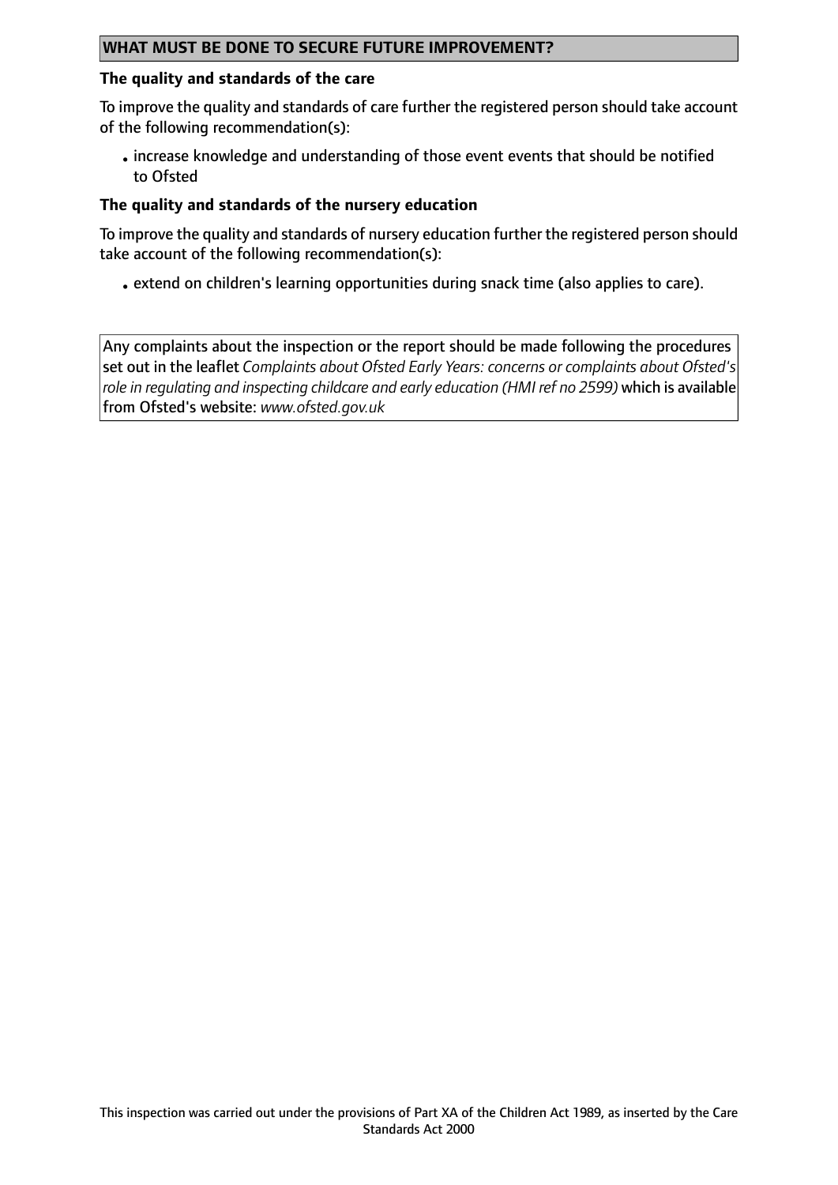## WHAT MUST BE DONE TO SECURE FUTURE IMPROVEMENT?

### The quality and standards of the care

To improve the quality and standards of care further the registered person should take account of the following recommendation(s):

- increase knowledge and understanding of those event events that should be notified to Ofsted

### The quality and standards of the nursery education

To improve the quality and standards of nursery education further the registered person should take account of the following recommendation(s):

- extend on children's learning opportunities during snack time (also applies to care).

Any complaints about the inspection or the report should be made following the procedures set out in the leaflet *Complaints about Ofsted Early Years: concerns or complaints about Ofsted's role in regulating and inspecting childcare and early education (HMI ref no 2599)* which is available from Ofsted's website: *www.ofsted.gov.uk*

This inspection was carried out under the provisions of Part XA of the Children Act 1989, as inserted by the Care Standards Act 2000